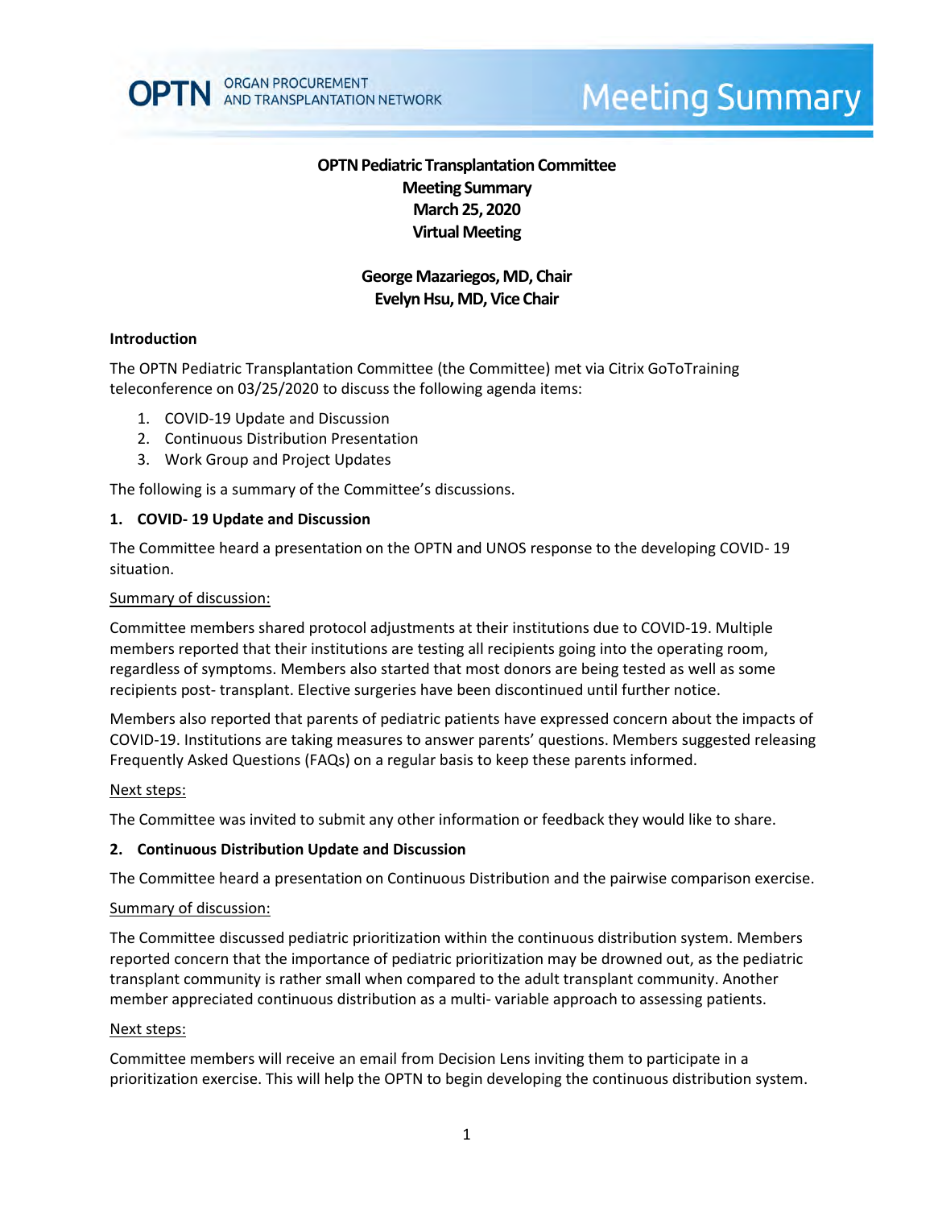# OPTN Pediatric Transplantation Committee
## Meeting Summary
## March 25, 2020
## Virtual Meeting

**George Mazariegos, MD, Chair**
**Evelyn Hsu, MD, Vice Chair**

### Introduction

The OPTN Pediatric Transplantation Committee (the Committee) met via Citrix GoToTraining teleconference on 03/25/2020 to discuss the following agenda items:

1. COVID-19 Update and Discussion
2. Continuous Distribution Presentation
3. Work Group and Project Updates

The following is a summary of the Committee's discussions.

### 1. COVID- 19 Update and Discussion

The Committee heard a presentation on the OPTN and UNOS response to the developing COVID- 19 situation.

Summary of discussion:

Committee members shared protocol adjustments at their institutions due to COVID-19. Multiple members reported that their institutions are testing all recipients going into the operating room, regardless of symptoms. Members also started that most donors are being tested as well as some recipients post- transplant. Elective surgeries have been discontinued until further notice.

Members also reported that parents of pediatric patients have expressed concern about the impacts of COVID-19. Institutions are taking measures to answer parents' questions. Members suggested releasing Frequently Asked Questions (FAQs) on a regular basis to keep these parents informed.

Next steps:

The Committee was invited to submit any other information or feedback they would like to share.

### 2. Continuous Distribution Update and Discussion

The Committee heard a presentation on Continuous Distribution and the pairwise comparison exercise.

Summary of discussion:

The Committee discussed pediatric prioritization within the continuous distribution system. Members reported concern that the importance of pediatric prioritization may be drowned out, as the pediatric transplant community is rather small when compared to the adult transplant community. Another member appreciated continuous distribution as a multi- variable approach to assessing patients.

Next steps:

Committee members will receive an email from Decision Lens inviting them to participate in a prioritization exercise. This will help the OPTN to begin developing the continuous distribution system.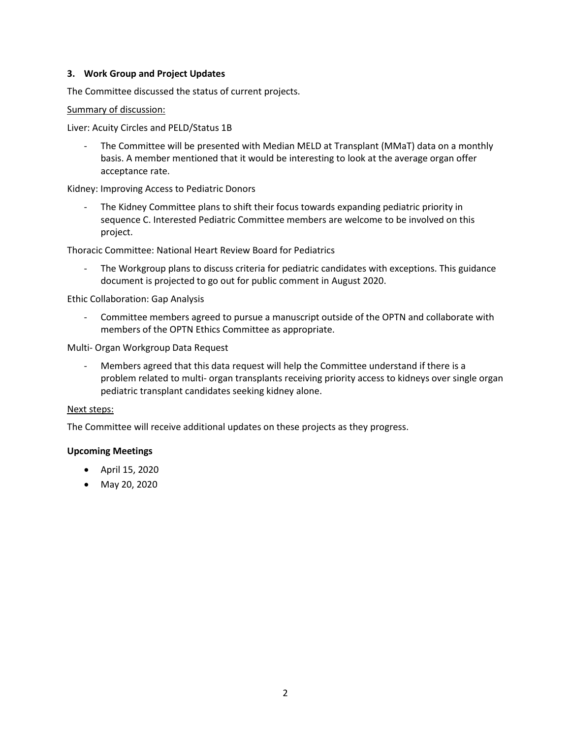### 3. Work Group and Project Updates

The Committee discussed the status of current projects.

Summary of discussion:

Liver: Acuity Circles and PELD/Status 1B

- The Committee will be presented with Median MELD at Transplant (MMaT) data on a monthly basis. A member mentioned that it would be interesting to look at the average organ offer acceptance rate.

Kidney: Improving Access to Pediatric Donors

- The Kidney Committee plans to shift their focus towards expanding pediatric priority in sequence C. Interested Pediatric Committee members are welcome to be involved on this project.

Thoracic Committee: National Heart Review Board for Pediatrics

- The Workgroup plans to discuss criteria for pediatric candidates with exceptions. This guidance document is projected to go out for public comment in August 2020.

Ethic Collaboration: Gap Analysis

- Committee members agreed to pursue a manuscript outside of the OPTN and collaborate with members of the OPTN Ethics Committee as appropriate.

Multi- Organ Workgroup Data Request

- Members agreed that this data request will help the Committee understand if there is a problem related to multi- organ transplants receiving priority access to kidneys over single organ pediatric transplant candidates seeking kidney alone.

Next steps:

The Committee will receive additional updates on these projects as they progress.

### Upcoming Meetings

- April 15, 2020
- May 20, 2020